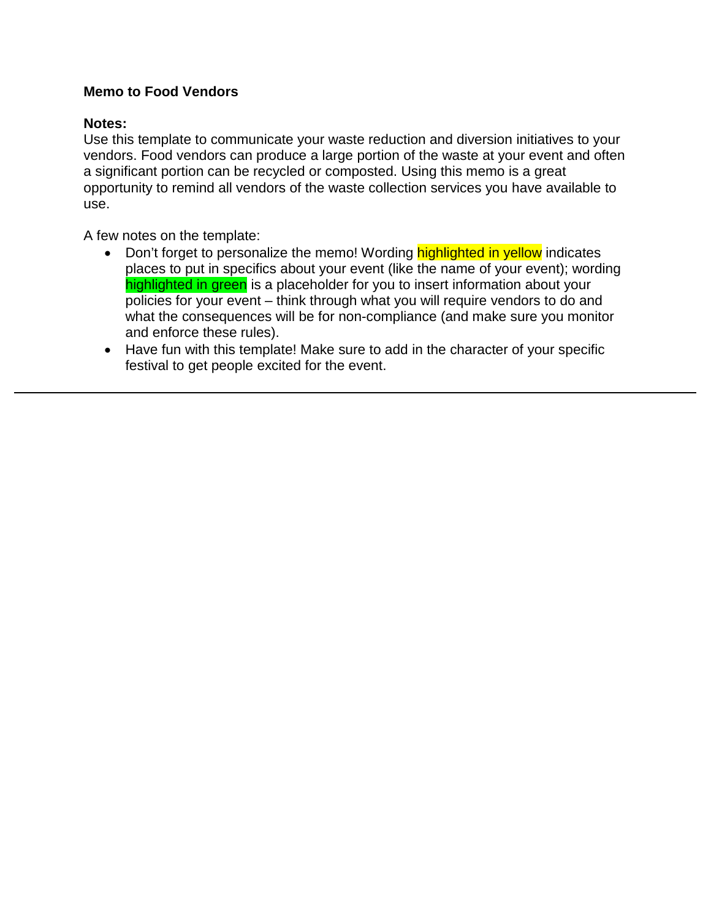**Memo to Food Vendors**

**Notes:**
Use this template to communicate your waste reduction and diversion initiatives to your vendors. Food vendors can produce a large portion of the waste at your event and often a significant portion can be recycled or composted. Using this memo is a great opportunity to remind all vendors of the waste collection services you have available to use.

A few notes on the template:

- Don't forget to personalize the memo! Wording highlighted in yellow indicates places to put in specifics about your event (like the name of your event); wording highlighted in green is a placeholder for you to insert information about your policies for your event – think through what you will require vendors to do and what the consequences will be for non-compliance (and make sure you monitor and enforce these rules).
- Have fun with this template! Make sure to add in the character of your specific festival to get people excited for the event.

---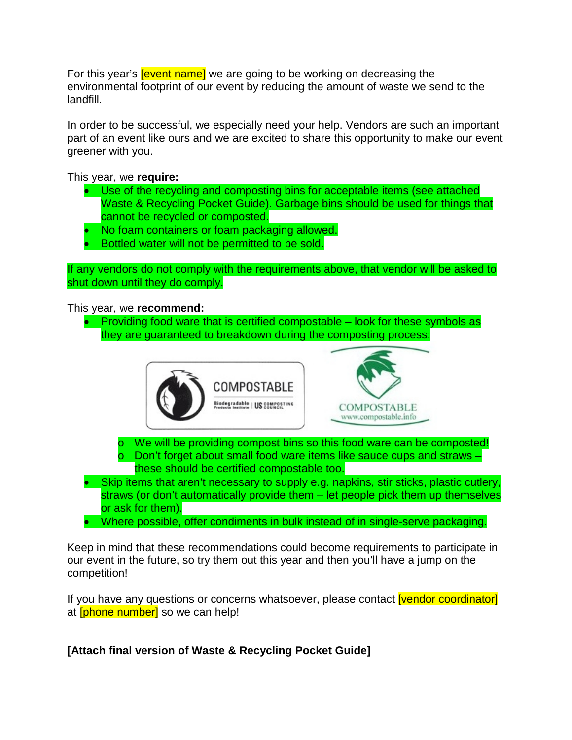For this year's [event name] we are going to be working on decreasing the environmental footprint of our event by reducing the amount of waste we send to the landfill.

In order to be successful, we especially need your help. Vendors are such an important part of an event like ours and we are excited to share this opportunity to make our event greener with you.

This year, we **require:**

- Use of the recycling and composting bins for acceptable items (see attached Waste & Recycling Pocket Guide). Garbage bins should be used for things that cannot be recycled or composted.
- No foam containers or foam packaging allowed.
- Bottled water will not be permitted to be sold.

If any vendors do not comply with the requirements above, that vendor will be asked to shut down until they do comply.

This year, we **recommend:**

- Providing food ware that is certified compostable – look for these symbols as they are guaranteed to breakdown during the composting process:

COMPOSTABLE
Biodegradable Products Institute | US COMPOSTING COUNCIL

COMPOSTABLE
www.compostable.info

  - We will be providing compost bins so this food ware can be composted!
  - Don't forget about small food ware items like sauce cups and straws – these should be certified compostable too.
- Skip items that aren't necessary to supply e.g. napkins, stir sticks, plastic cutlery, straws (or don't automatically provide them – let people pick them up themselves or ask for them).
- Where possible, offer condiments in bulk instead of in single-serve packaging.

Keep in mind that these recommendations could become requirements to participate in our event in the future, so try them out this year and then you'll have a jump on the competition!

If you have any questions or concerns whatsoever, please contact [vendor coordinator] at [phone number] so we can help!

**[Attach final version of Waste & Recycling Pocket Guide]**